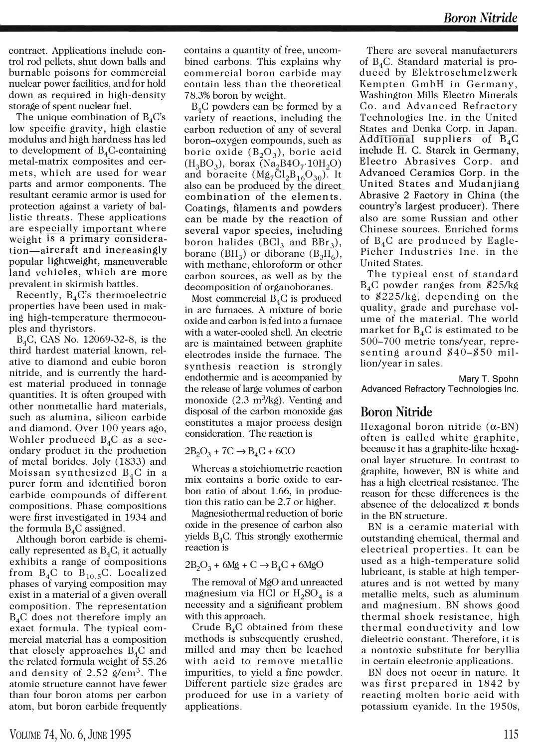contract. Applications include control rod pellets, shut down balls and burnable poisons for commercial nuclear power facilities, and for hold down as required in high-density storage of spent nuclear fuel.

The unique combination of $B_4C$'s low specific gravity, high elastic modulus and high hardness has led to development of $B_4C$-containing metal-matrix composites and cermets, which are used for wear parts and armor components. The resultant ceramic armor is used for protection against a variety of ballistic threats. These applications are especially important where weight is a primary consideration—aircraft and increasingly popular lightweight, maneuverable land vehicles, which are more prevalent in skirmish battles.

Recently, $B_4C$'s thermoelectric properties have been used in making high-temperature thermocouples and thyristors.

$B_4C$, CAS No. 12069-32-8, is the third hardest material known, relative to diamond and cubic boron nitride, and is currently the hardest material produced in tonnage quantities. It is often grouped with other nonmetallic hard materials, such as alumina, silicon carbide and diamond. Over 100 years ago, Wohler produced $B_4C$ as a secondary product in the production of metal borides. Joly (1833) and Moissan synthesized $B_4C$ in a purer form and identified boron carbide compounds of different compositions. Phase compositions were first investigated in 1934 and the formula $B_4C$ assigned.

Although boron carbide is chemically represented as $B_4C$, it actually exhibits a range of compositions from $B_4C$ to $B_{10.5}C$. Localized phases of varying composition may exist in a material of a given overall composition. The representation $B_4C$ does not therefore imply an exact formula. The typical commercial material has a composition that closely approaches $B_4C$ and the related formula weight of 55.26 and density of 2.52 g/cm$^3$. The atomic structure cannot have fewer than four boron atoms per carbon atom, but boron carbide frequently contains a quantity of free, uncombined carbons. This explains why commercial boron carbide may contain less than the theoretical 78.3% boron by weight.

$B_4C$ powders can be formed by a variety of reactions, including the carbon reduction of any of several boron–oxygen compounds, such as boric oxide ($B_2O_3$), boric acid ($H_3BO_3$), borax ($Na_2B_4O_7 \cdot 10H_2O$) and boracite ($Mg_7Cl_2B_{16}O_{30}$). It also can be produced by the direct combination of the elements. Coatings, filaments and powders can be made by the reaction of several vapor species, including boron halides ($BCl_3$ and $BBr_3$), borane ($BH_3$) or diborane ($B_3H_6$), with methane, chloroform or other carbon sources, as well as by the decomposition of organoboranes.

Most commercial $B_4C$ is produced in arc furnaces. A mixture of boric oxide and carbon is fed into a furnace with a water-cooled shell. An electric arc is maintained between graphite electrodes inside the furnace. The synthesis reaction is strongly endothermic and is accompanied by the release of large volumes of carbon monoxide (2.3 m$^3$/kg). Venting and disposal of the carbon monoxide gas constitutes a major process design consideration. The reaction is

$$2B_2O_3 + 7C \rightarrow B_4C + 6CO$$

Whereas a stoichiometric reaction mix contains a boric oxide to carbon ratio of about 1.66, in production this ratio can be 2.7 or higher.

Magnesiothermal reduction of boric oxide in the presence of carbon also yields $B_4C$. This strongly exothermic reaction is

$$2B_2O_3 + 6Mg + C \rightarrow B_4C + 6MgO$$

The removal of MgO and unreacted magnesium via HCl or $H_2SO_4$ is a necessity and a significant problem with this approach.

Crude $B_4C$ obtained from these methods is subsequently crushed, milled and may then be leached with acid to remove metallic impurities, to yield a fine powder. Different particle size grades are produced for use in a variety of applications.

There are several manufacturers of $B_4C$. Standard material is produced by Elektroschmelzwerk Kempten GmbH in Germany, Washington Mills Electro Minerals Co. and Advanced Refractory Technologies Inc. in the United States and Denka Corp. in Japan. Additional suppliers of $B_4C$ include H. C. Starck in Germany, Electro Abrasives Corp. and Advanced Ceramics Corp. in the United States and Mudanjiang Abrasive 2 Factory in China (the country's largest producer). There also are some Russian and other Chinese sources. Enriched forms of $B_4C$ are produced by Eagle-Picher Industries Inc. in the United States.

The typical cost of standard $B_4C$ powder ranges from \$25/kg to \$225/kg, depending on the quality, grade and purchase volume of the material. The world market for $B_4C$ is estimated to be 500–700 metric tons/year, representing around \$40–\$50 million/year in sales.

Mary T. Spohn
Advanced Refractory Technologies Inc.

## Boron Nitride

Hexagonal boron nitride ($\alpha$-BN) often is called white graphite, because it has a graphite-like hexagonal layer structure. In contrast to graphite, however, BN is white and has a high electrical resistance. The reason for these differences is the absence of the delocalized $\pi$ bonds in the BN structure.

BN is a ceramic material with outstanding chemical, thermal and electrical properties. It can be used as a high-temperature solid lubricant, is stable at high temperatures and is not wetted by many metallic melts, such as aluminum and magnesium. BN shows good thermal shock resistance, high thermal conductivity and low dielectric constant. Therefore, it is a nontoxic substitute for beryllia in certain electronic applications.

BN does not occur in nature. It was first prepared in 1842 by reacting molten boric acid with potassium cyanide. In the 1950s,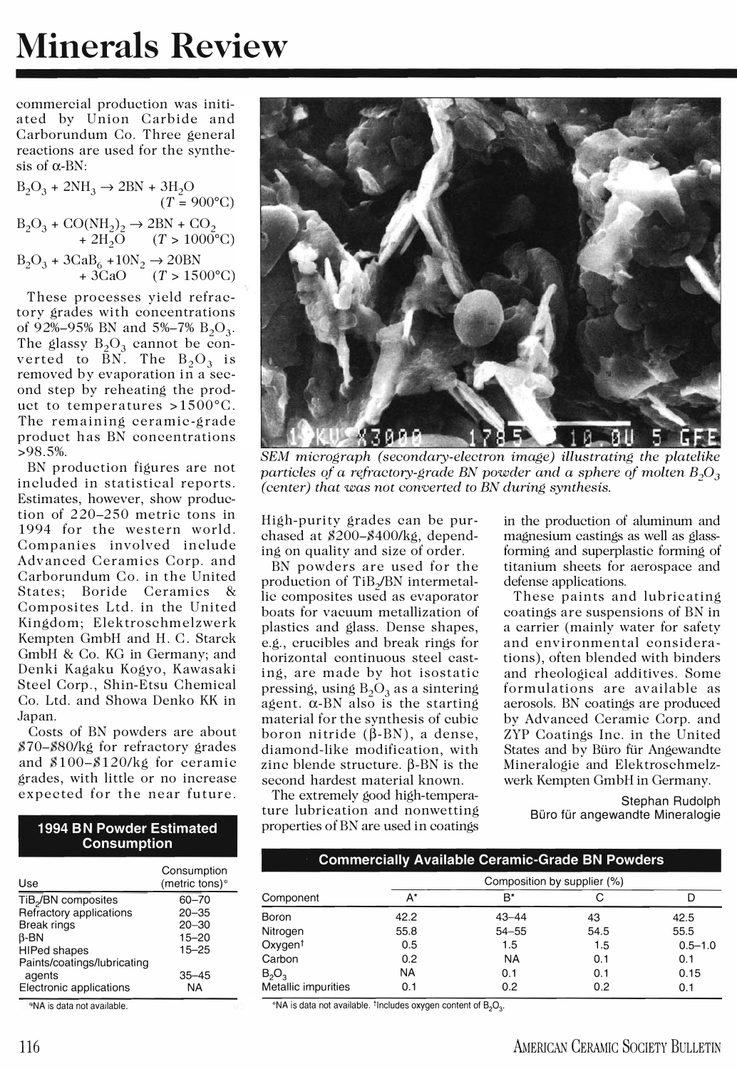commercial production was initiated by Union Carbide and Carborundum Co. Three general reactions are used for the synthesis of α-BN:

$$B_2O_3 + 2NH_3 \rightarrow 2BN + 3H_2O \quad (T = 900°C)$$

$$B_2O_3 + CO(NH_2)_2 \rightarrow 2BN + CO_2 + 2H_2O \quad (T > 1000°C)$$

$$B_2O_3 + 3CaB_6 + 10N_2 \rightarrow 20BN + 3CaO \quad (T > 1500°C)$$

These processes yield refractory grades with concentrations of 92%–95% BN and 5%–7% $B_2O_3$. The glassy $B_2O_3$ cannot be converted to BN. The $B_2O_3$ is removed by evaporation in a second step by reheating the product to temperatures >1500°C. The remaining ceramic-grade product has BN concentrations >98.5%.

BN production figures are not included in statistical reports. Estimates, however, show production of 220–250 metric tons in 1994 for the western world. Companies involved include Advanced Ceramics Corp. and Carborundum Co. in the United States; Boride Ceramics & Composites Ltd. in the United Kingdom; Elektroschmelzwerk Kempten GmbH and H. C. Starck GmbH & Co. KG in Germany; and Denki Kagaku Kogyo, Kawasaki Steel Corp., Shin-Etsu Chemical Co. Ltd. and Showa Denko KK in Japan.

Costs of BN powders are about \$70–\$80/kg for refractory grades and \$100–\$120/kg for ceramic grades, with little or no increase expected for the near future.

*SEM micrograph (secondary-electron image) illustrating the platelike particles of a refractory-grade BN powder and a sphere of molten $B_2O_3$ (center) that was not converted to BN during synthesis.*

High-purity grades can be purchased at \$200–\$400/kg, depending on quality and size of order.

BN powders are used for the production of $TiB_2$/BN intermetallic composites used as evaporator boats for vacuum metallization of plastics and glass. Dense shapes, e.g., crucibles and break rings for horizontal continuous steel casting, are made by hot isostatic pressing, using $B_2O_3$ as a sintering agent. α-BN also is the starting material for the synthesis of cubic boron nitride (β-BN), a dense, diamond-like modification, with zinc blende structure. β-BN is the second hardest material known.

The extremely good high-temperature lubrication and nonwetting properties of BN are used in coatings in the production of aluminum and magnesium castings as well as glass-forming and superplastic forming of titanium sheets for aerospace and defense applications.

These paints and lubricating coatings are suspensions of BN in a carrier (mainly water for safety and environmental considerations), often blended with binders and rheological additives. Some formulations are available as aerosols. BN coatings are produced by Advanced Ceramic Corp. and ZYP Coatings Inc. in the United States and by Büro für Angewandte Mineralogie and Elektroschmelzwerk Kempten GmbH in Germany.

Stephan Rudolph
Büro für angewandte Mineralogie

**1994 BN Powder Estimated Consumption**

| Use | Consumption (metric tons)* |
|---|---|
| $TiB_2$/BN composites | 60–70 |
| Refractory applications | 20–35 |
| Break rings | 20–30 |
| β-BN | 15–20 |
| HIPed shapes | 15–25 |
| Paints/coatings/lubricating agents | 35–45 |
| Electronic applications | NA |

*NA is data not available.

**Commercially Available Ceramic-Grade BN Powders**

| Component | Composition by supplier (%) | | | |
|---|---|---|---|---|
| | A* | B* | C | D |
| Boron | 42.2 | 43–44 | 43 | 42.5 |
| Nitrogen | 55.8 | 54–55 | 54.5 | 55.5 |
| Oxygen† | 0.5 | 1.5 | 1.5 | 0.5–1.0 |
| Carbon | 0.2 | NA | 0.1 | 0.1 |
| $B_2O_3$ | NA | 0.1 | 0.1 | 0.15 |
| Metallic impurities | 0.1 | 0.2 | 0.2 | 0.1 |

*NA is data not available. †Includes oxygen content of $B_2O_3$.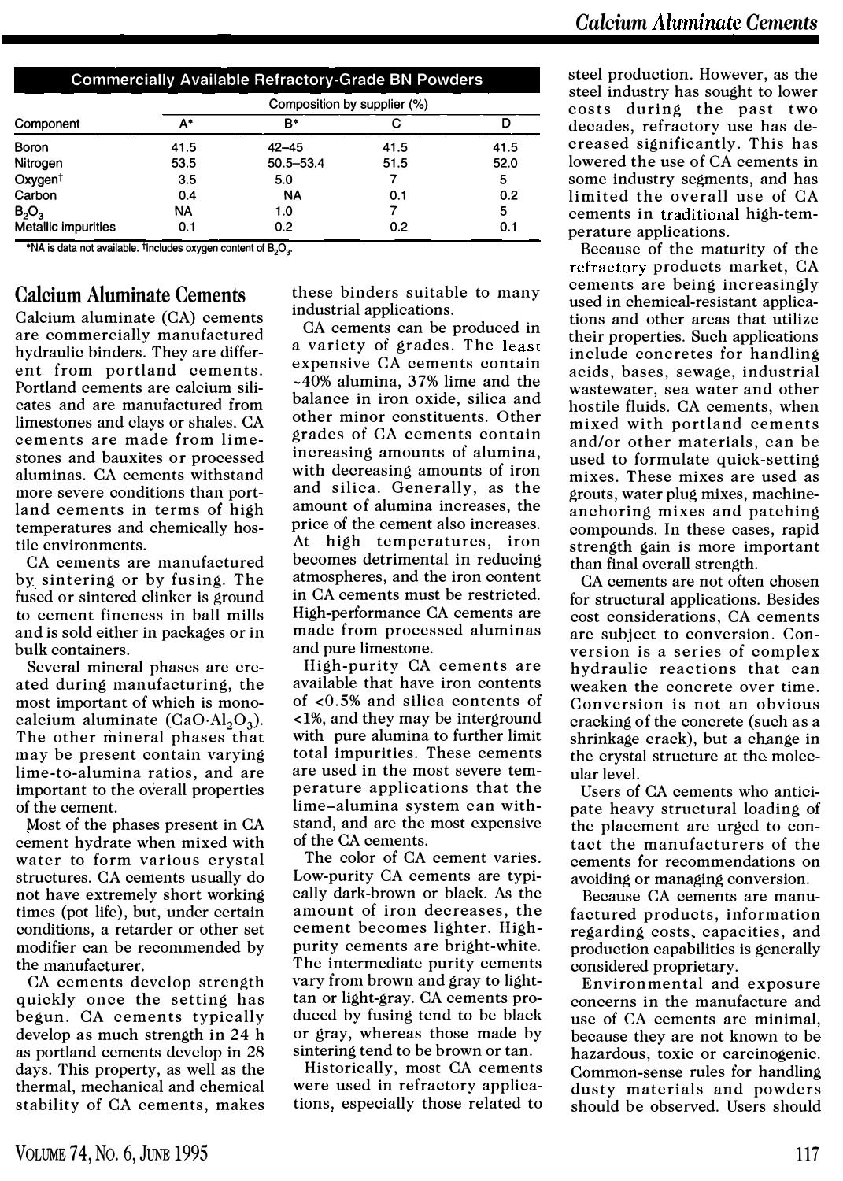| Commercially Available Refractory-Grade BN Powders | | | | |
|---|---|---|---|---|
| | Composition by supplier (%) | | | |
| Component | A* | B* | C | D |
| Boron | 41.5 | 42–45 | 41.5 | 41.5 |
| Nitrogen | 53.5 | 50.5–53.4 | 51.5 | 52.0 |
| Oxygen[†] | 3.5 | 5.0 | 7 | 5 |
| Carbon | 0.4 | NA | 0.1 | 0.2 |
| $B_2O_3$ | NA | 1.0 | 7 | 5 |
| Metallic impurities | 0.1 | 0.2 | 0.2 | 0.1 |

*NA is data not available. †Includes oxygen content of $B_2O_3$.

## Calcium Aluminate Cements

Calcium aluminate (CA) cements are commercially manufactured hydraulic binders. They are different from portland cements. Portland cements are calcium silicates and are manufactured from limestones and clays or shales. CA cements are made from limestones and bauxites or processed aluminas. CA cements withstand more severe conditions than portland cements in terms of high temperatures and chemically hostile environments.

CA cements are manufactured by sintering or by fusing. The fused or sintered clinker is ground to cement fineness in ball mills and is sold either in packages or in bulk containers.

Several mineral phases are created during manufacturing, the most important of which is monocalcium aluminate ($CaO{\cdot}Al_2O_3$). The other mineral phases that may be present contain varying lime-to-alumina ratios, and are important to the overall properties of the cement.

Most of the phases present in CA cement hydrate when mixed with water to form various crystal structures. CA cements usually do not have extremely short working times (pot life), but, under certain conditions, a retarder or other set modifier can be recommended by the manufacturer.

CA cements develop strength quickly once the setting has begun. CA cements typically develop as much strength in 24 h as portland cements develop in 28 days. This property, as well as the thermal, mechanical and chemical stability of CA cements, makes these binders suitable to many industrial applications.

CA cements can be produced in a variety of grades. The least expensive CA cements contain ~40% alumina, 37% lime and the balance in iron oxide, silica and other minor constituents. Other grades of CA cements contain increasing amounts of alumina, with decreasing amounts of iron and silica. Generally, as the amount of alumina increases, the price of the cement also increases. At high temperatures, iron becomes detrimental in reducing atmospheres, and the iron content in CA cements must be restricted. High-performance CA cements are made from processed aluminas and pure limestone.

High-purity CA cements are available that have iron contents of <0.5% and silica contents of <1%, and they may be interground with pure alumina to further limit total impurities. These cements are used in the most severe temperature applications that the lime–alumina system can withstand, and are the most expensive of the CA cements.

The color of CA cement varies. Low-purity CA cements are typically dark-brown or black. As the amount of iron decreases, the cement becomes lighter. High-purity cements are bright-white. The intermediate purity cements vary from brown and gray to light-tan or light-gray. CA cements produced by fusing tend to be black or gray, whereas those made by sintering tend to be brown or tan.

Historically, most CA cements were used in refractory applications, especially those related to steel production. However, as the steel industry has sought to lower costs during the past two decades, refractory use has decreased significantly. This has lowered the use of CA cements in some industry segments, and has limited the overall use of CA cements in traditional high-temperature applications.

Because of the maturity of the refractory products market, CA cements are being increasingly used in chemical-resistant applications and other areas that utilize their properties. Such applications include concretes for handling acids, bases, sewage, industrial wastewater, sea water and other hostile fluids. CA cements, when mixed with portland cements and/or other materials, can be used to formulate quick-setting mixes. These mixes are used as grouts, water plug mixes, machine-anchoring mixes and patching compounds. In these cases, rapid strength gain is more important than final overall strength.

CA cements are not often chosen for structural applications. Besides cost considerations, CA cements are subject to conversion. Conversion is a series of complex hydraulic reactions that can weaken the concrete over time. Conversion is not an obvious cracking of the concrete (such as a shrinkage crack), but a change in the crystal structure at the molecular level.

Users of CA cements who anticipate heavy structural loading of the placement are urged to contact the manufacturers of the cements for recommendations on avoiding or managing conversion.

Because CA cements are manufactured products, information regarding costs, capacities, and production capabilities is generally considered proprietary.

Environmental and exposure concerns in the manufacture and use of CA cements are minimal, because they are not known to be hazardous, toxic or carcinogenic. Common-sense rules for handling dusty materials and powders should be observed. Users should